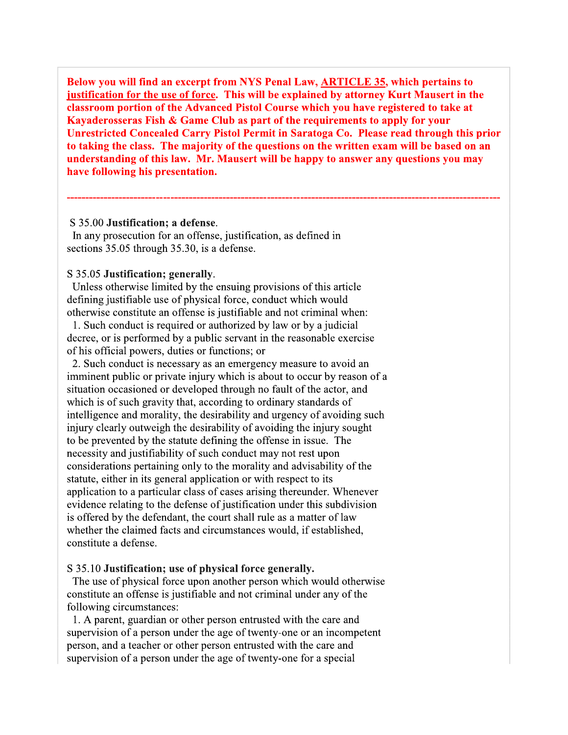**Below you will find an excerpt from NYS Penal Law, ARTICLE 35, which pertains to justification for the use of force. This will be explained by attorney Kurt Mausert in the classroom portion of the Advanced Pistol Course which you have registered to take at Kayaderosseras Fish & Game Club as part of the requirements to apply for your Unrestricted Concealed Carry Pistol Permit in Saratoga Co. Please read through this prior to taking the class. The majority of the questions on the written exam will be based on an understanding of this law. Mr. Mausert will be happy to answer any questions you may have following his presentation.**

---

S 35.00 **Justification; a defense.**
In any prosecution for an offense, justification, as defined in sections 35.05 through 35.30, is a defense.

S 35.05 **Justification; generally.**
Unless otherwise limited by the ensuing provisions of this article defining justifiable use of physical force, conduct which would otherwise constitute an offense is justifiable and not criminal when:

1. Such conduct is required or authorized by law or by a judicial decree, or is performed by a public servant in the reasonable exercise of his official powers, duties or functions; or
2. Such conduct is necessary as an emergency measure to avoid an imminent public or private injury which is about to occur by reason of a situation occasioned or developed through no fault of the actor, and which is of such gravity that, according to ordinary standards of intelligence and morality, the desirability and urgency of avoiding such injury clearly outweigh the desirability of avoiding the injury sought to be prevented by the statute defining the offense in issue. The necessity and justifiability of such conduct may not rest upon considerations pertaining only to the morality and advisability of the statute, either in its general application or with respect to its application to a particular class of cases arising thereunder. Whenever evidence relating to the defense of justification under this subdivision is offered by the defendant, the court shall rule as a matter of law whether the claimed facts and circumstances would, if established, constitute a defense.

S 35.10 **Justification; use of physical force generally.**
The use of physical force upon another person which would otherwise constitute an offense is justifiable and not criminal under any of the following circumstances:

1. A parent, guardian or other person entrusted with the care and supervision of a person under the age of twenty-one or an incompetent person, and a teacher or other person entrusted with the care and supervision of a person under the age of twenty-one for a special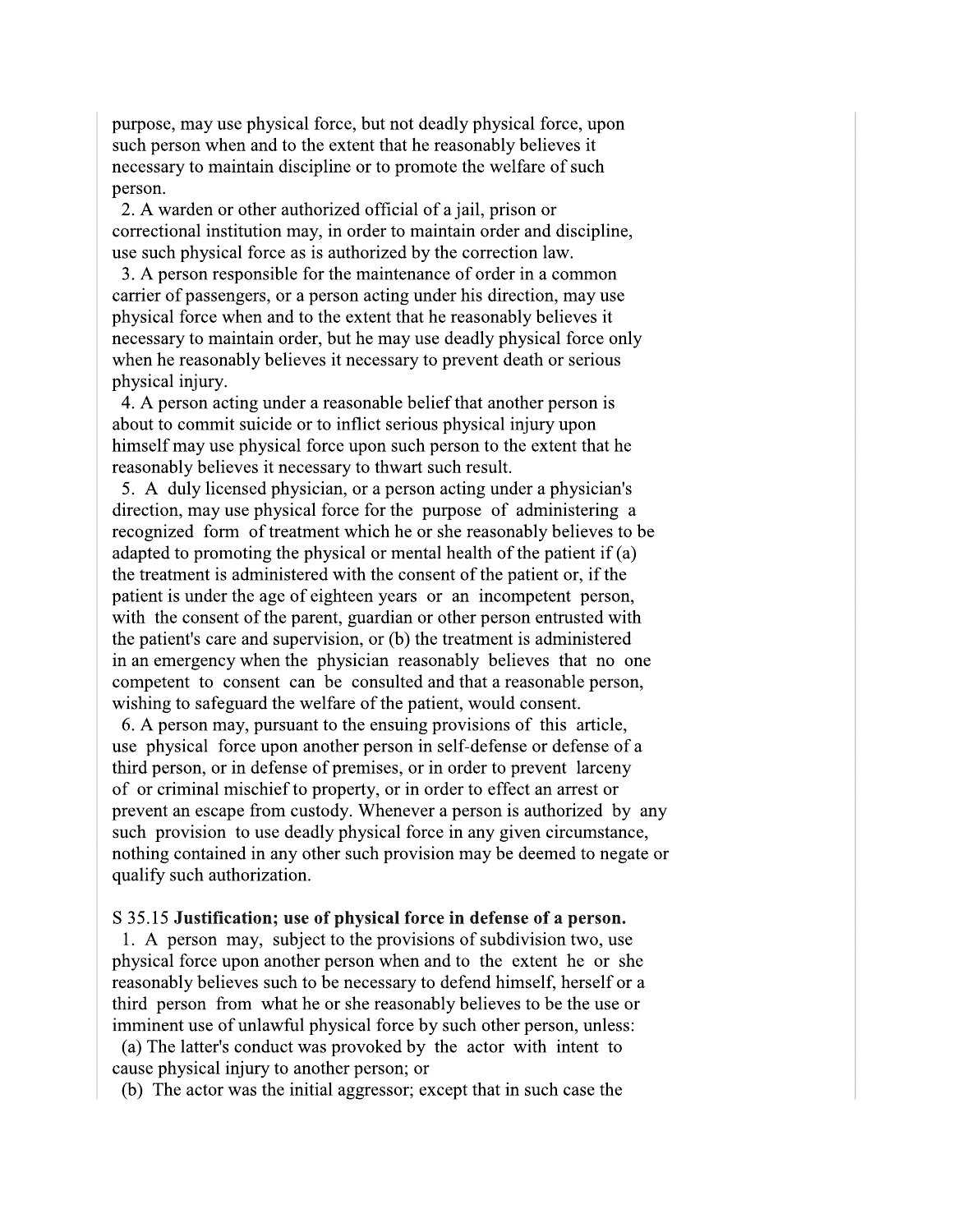purpose, may use physical force, but not deadly physical force, upon such person when and to the extent that he reasonably believes it necessary to maintain discipline or to promote the welfare of such person.

2. A warden or other authorized official of a jail, prison or correctional institution may, in order to maintain order and discipline, use such physical force as is authorized by the correction law.

3. A person responsible for the maintenance of order in a common carrier of passengers, or a person acting under his direction, may use physical force when and to the extent that he reasonably believes it necessary to maintain order, but he may use deadly physical force only when he reasonably believes it necessary to prevent death or serious physical injury.

4. A person acting under a reasonable belief that another person is about to commit suicide or to inflict serious physical injury upon himself may use physical force upon such person to the extent that he reasonably believes it necessary to thwart such result.

5. A duly licensed physician, or a person acting under a physician's direction, may use physical force for the purpose of administering a recognized form of treatment which he or she reasonably believes to be adapted to promoting the physical or mental health of the patient if (a) the treatment is administered with the consent of the patient or, if the patient is under the age of eighteen years or an incompetent person, with the consent of the parent, guardian or other person entrusted with the patient's care and supervision, or (b) the treatment is administered in an emergency when the physician reasonably believes that no one competent to consent can be consulted and that a reasonable person, wishing to safeguard the welfare of the patient, would consent.

6. A person may, pursuant to the ensuing provisions of this article, use physical force upon another person in self-defense or defense of a third person, or in defense of premises, or in order to prevent larceny of or criminal mischief to property, or in order to effect an arrest or prevent an escape from custody. Whenever a person is authorized by any such provision to use deadly physical force in any given circumstance, nothing contained in any other such provision may be deemed to negate or qualify such authorization.

S 35.15 **Justification; use of physical force in defense of a person.**

1. A person may, subject to the provisions of subdivision two, use physical force upon another person when and to the extent he or she reasonably believes such to be necessary to defend himself, herself or a third person from what he or she reasonably believes to be the use or imminent use of unlawful physical force by such other person, unless:

(a) The latter's conduct was provoked by the actor with intent to cause physical injury to another person; or

(b) The actor was the initial aggressor; except that in such case the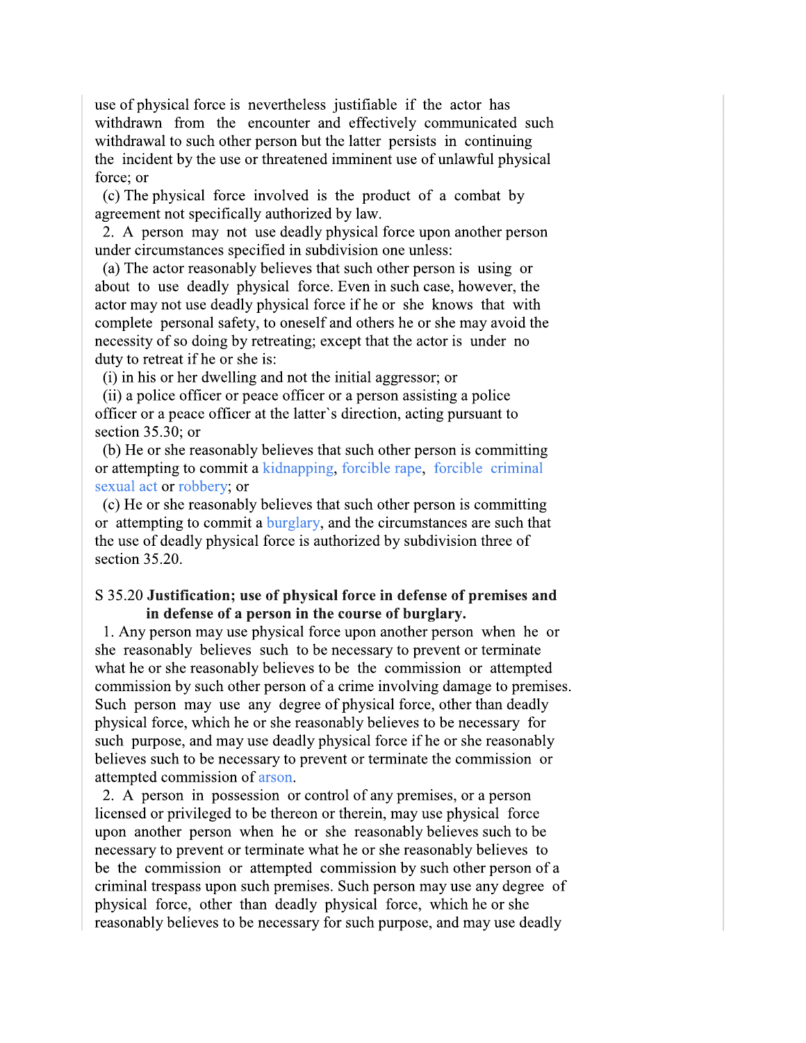use of physical force is nevertheless justifiable if the actor has withdrawn from the encounter and effectively communicated such withdrawal to such other person but the latter persists in continuing the incident by the use or threatened imminent use of unlawful physical force; or

(c) The physical force involved is the product of a combat by agreement not specifically authorized by law.

2. A person may not use deadly physical force upon another person under circumstances specified in subdivision one unless:

(a) The actor reasonably believes that such other person is using or about to use deadly physical force. Even in such case, however, the actor may not use deadly physical force if he or she knows that with complete personal safety, to oneself and others he or she may avoid the necessity of so doing by retreating; except that the actor is under no duty to retreat if he or she is:

(i) in his or her dwelling and not the initial aggressor; or

(ii) a police officer or peace officer or a person assisting a police officer or a peace officer at the latter`s direction, acting pursuant to section 35.30; or

(b) He or she reasonably believes that such other person is committing or attempting to commit a kidnapping, forcible rape, forcible criminal sexual act or robbery; or

(c) He or she reasonably believes that such other person is committing or attempting to commit a burglary, and the circumstances are such that the use of deadly physical force is authorized by subdivision three of section 35.20.

S 35.20 **Justification; use of physical force in defense of premises and in defense of a person in the course of burglary.**

1. Any person may use physical force upon another person when he or she reasonably believes such to be necessary to prevent or terminate what he or she reasonably believes to be the commission or attempted commission by such other person of a crime involving damage to premises. Such person may use any degree of physical force, other than deadly physical force, which he or she reasonably believes to be necessary for such purpose, and may use deadly physical force if he or she reasonably believes such to be necessary to prevent or terminate the commission or attempted commission of arson.

2. A person in possession or control of any premises, or a person licensed or privileged to be thereon or therein, may use physical force upon another person when he or she reasonably believes such to be necessary to prevent or terminate what he or she reasonably believes to be the commission or attempted commission by such other person of a criminal trespass upon such premises. Such person may use any degree of physical force, other than deadly physical force, which he or she reasonably believes to be necessary for such purpose, and may use deadly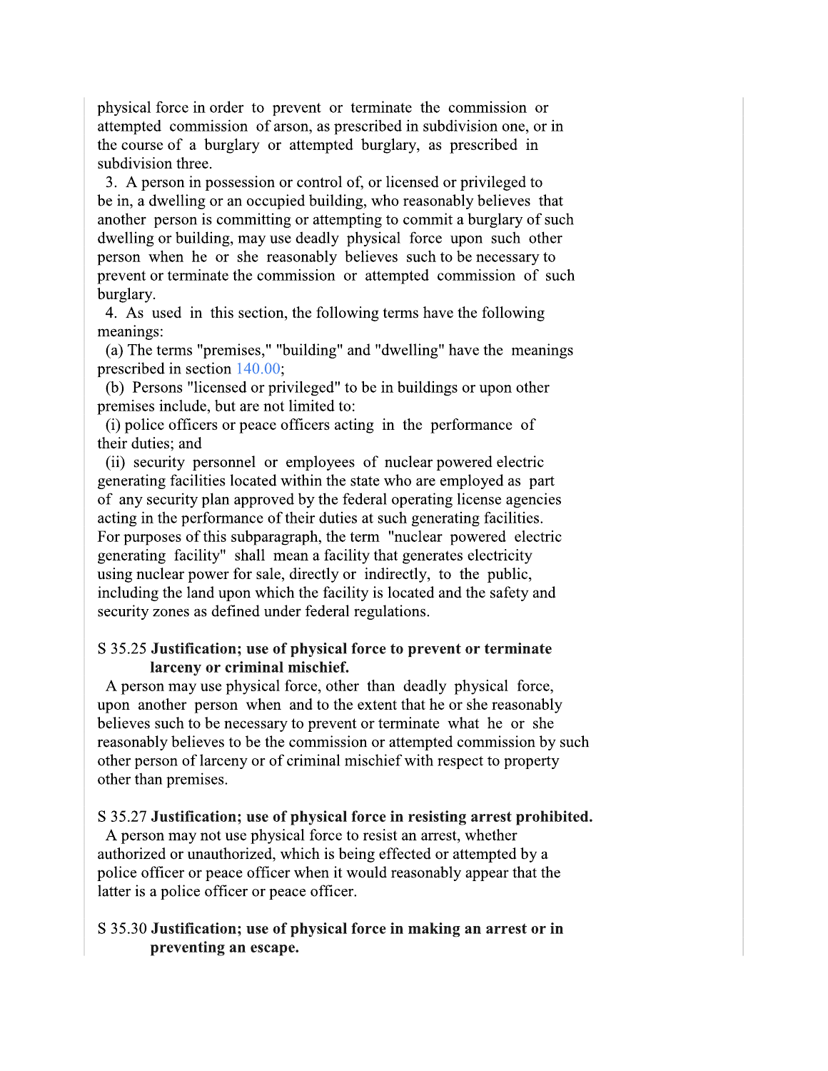physical force in order to prevent or terminate the commission or attempted commission of arson, as prescribed in subdivision one, or in the course of a burglary or attempted burglary, as prescribed in subdivision three.

3. A person in possession or control of, or licensed or privileged to be in, a dwelling or an occupied building, who reasonably believes that another person is committing or attempting to commit a burglary of such dwelling or building, may use deadly physical force upon such other person when he or she reasonably believes such to be necessary to prevent or terminate the commission or attempted commission of such burglary.

4. As used in this section, the following terms have the following meanings:

(a) The terms "premises," "building" and "dwelling" have the meanings prescribed in section 140.00;

(b) Persons "licensed or privileged" to be in buildings or upon other premises include, but are not limited to:

(i) police officers or peace officers acting in the performance of their duties; and

(ii) security personnel or employees of nuclear powered electric generating facilities located within the state who are employed as part of any security plan approved by the federal operating license agencies acting in the performance of their duties at such generating facilities. For purposes of this subparagraph, the term "nuclear powered electric generating facility" shall mean a facility that generates electricity using nuclear power for sale, directly or indirectly, to the public, including the land upon which the facility is located and the safety and security zones as defined under federal regulations.

S 35.25 **Justification; use of physical force to prevent or terminate larceny or criminal mischief.**

A person may use physical force, other than deadly physical force, upon another person when and to the extent that he or she reasonably believes such to be necessary to prevent or terminate what he or she reasonably believes to be the commission or attempted commission by such other person of larceny or of criminal mischief with respect to property other than premises.

S 35.27 **Justification; use of physical force in resisting arrest prohibited.**

A person may not use physical force to resist an arrest, whether authorized or unauthorized, which is being effected or attempted by a police officer or peace officer when it would reasonably appear that the latter is a police officer or peace officer.

S 35.30 **Justification; use of physical force in making an arrest or in preventing an escape.**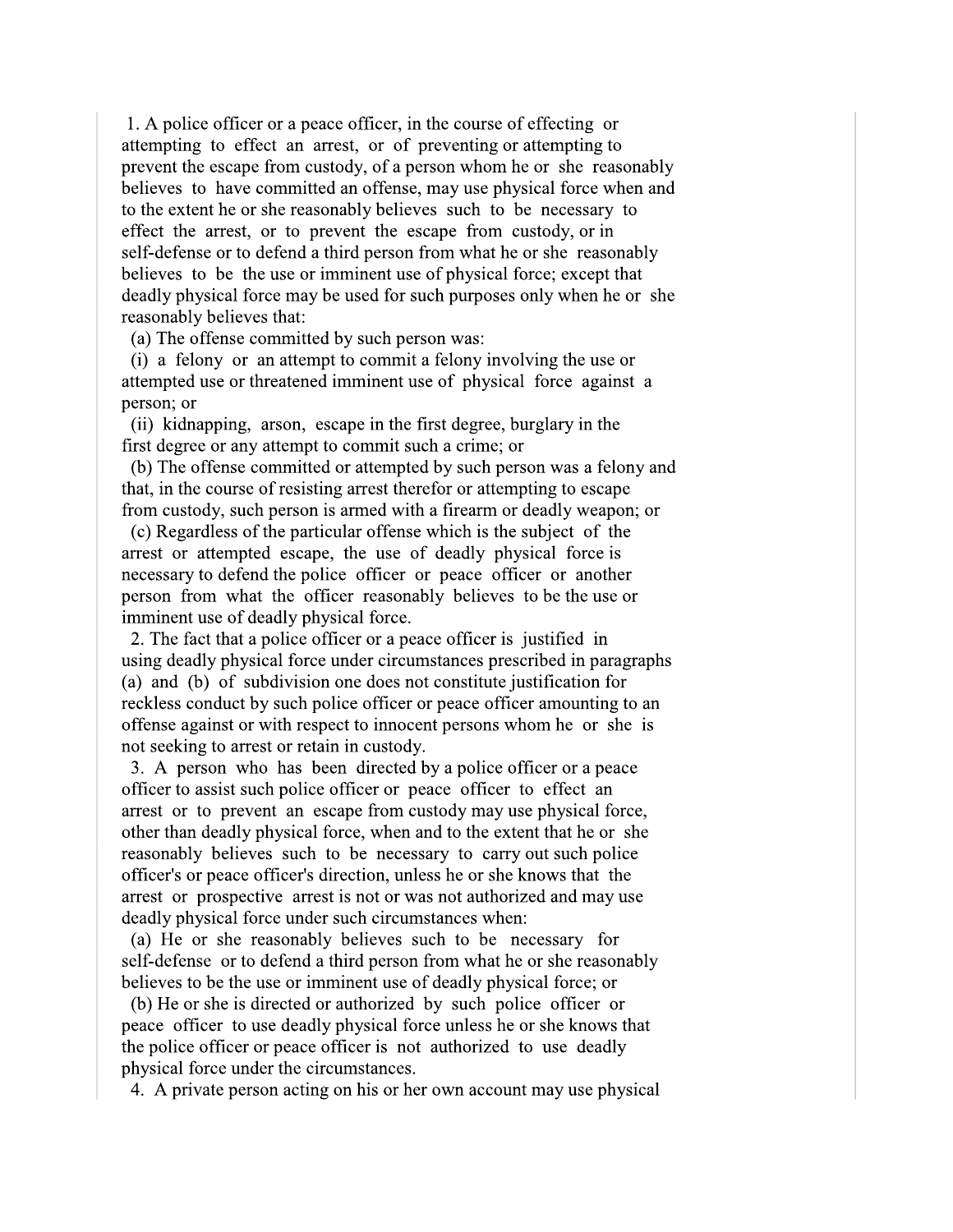1. A police officer or a peace officer, in the course of effecting or attempting to effect an arrest, or of preventing or attempting to prevent the escape from custody, of a person whom he or she reasonably believes to have committed an offense, may use physical force when and to the extent he or she reasonably believes such to be necessary to effect the arrest, or to prevent the escape from custody, or in self-defense or to defend a third person from what he or she reasonably believes to be the use or imminent use of physical force; except that deadly physical force may be used for such purposes only when he or she reasonably believes that:

(a) The offense committed by such person was:

(i) a felony or an attempt to commit a felony involving the use or attempted use or threatened imminent use of physical force against a person; or

(ii) kidnapping, arson, escape in the first degree, burglary in the first degree or any attempt to commit such a crime; or

(b) The offense committed or attempted by such person was a felony and that, in the course of resisting arrest therefor or attempting to escape from custody, such person is armed with a firearm or deadly weapon; or

(c) Regardless of the particular offense which is the subject of the arrest or attempted escape, the use of deadly physical force is necessary to defend the police officer or peace officer or another person from what the officer reasonably believes to be the use or imminent use of deadly physical force.

2. The fact that a police officer or a peace officer is justified in using deadly physical force under circumstances prescribed in paragraphs (a) and (b) of subdivision one does not constitute justification for reckless conduct by such police officer or peace officer amounting to an offense against or with respect to innocent persons whom he or she is not seeking to arrest or retain in custody.

3. A person who has been directed by a police officer or a peace officer to assist such police officer or peace officer to effect an arrest or to prevent an escape from custody may use physical force, other than deadly physical force, when and to the extent that he or she reasonably believes such to be necessary to carry out such police officer's or peace officer's direction, unless he or she knows that the arrest or prospective arrest is not or was not authorized and may use deadly physical force under such circumstances when:

(a) He or she reasonably believes such to be necessary for self-defense or to defend a third person from what he or she reasonably believes to be the use or imminent use of deadly physical force; or

(b) He or she is directed or authorized by such police officer or peace officer to use deadly physical force unless he or she knows that the police officer or peace officer is not authorized to use deadly physical force under the circumstances.

4. A private person acting on his or her own account may use physical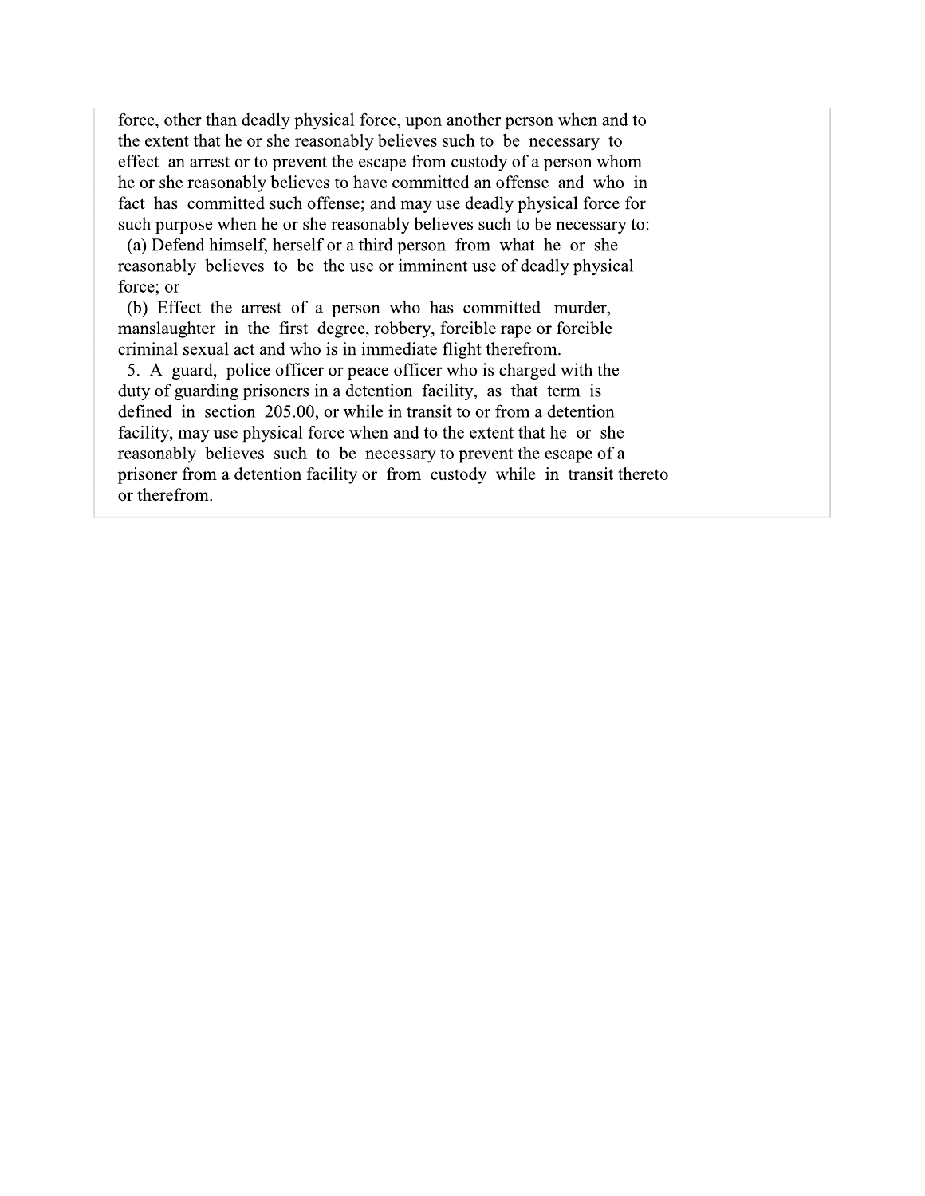force, other than deadly physical force, upon another person when and to the extent that he or she reasonably believes such to be necessary to effect an arrest or to prevent the escape from custody of a person whom he or she reasonably believes to have committed an offense and who in fact has committed such offense; and may use deadly physical force for such purpose when he or she reasonably believes such to be necessary to:

(a) Defend himself, herself or a third person from what he or she reasonably believes to be the use or imminent use of deadly physical force; or

(b) Effect the arrest of a person who has committed murder, manslaughter in the first degree, robbery, forcible rape or forcible criminal sexual act and who is in immediate flight therefrom.

5. A guard, police officer or peace officer who is charged with the duty of guarding prisoners in a detention facility, as that term is defined in section 205.00, or while in transit to or from a detention facility, may use physical force when and to the extent that he or she reasonably believes such to be necessary to prevent the escape of a prisoner from a detention facility or from custody while in transit thereto or therefrom.